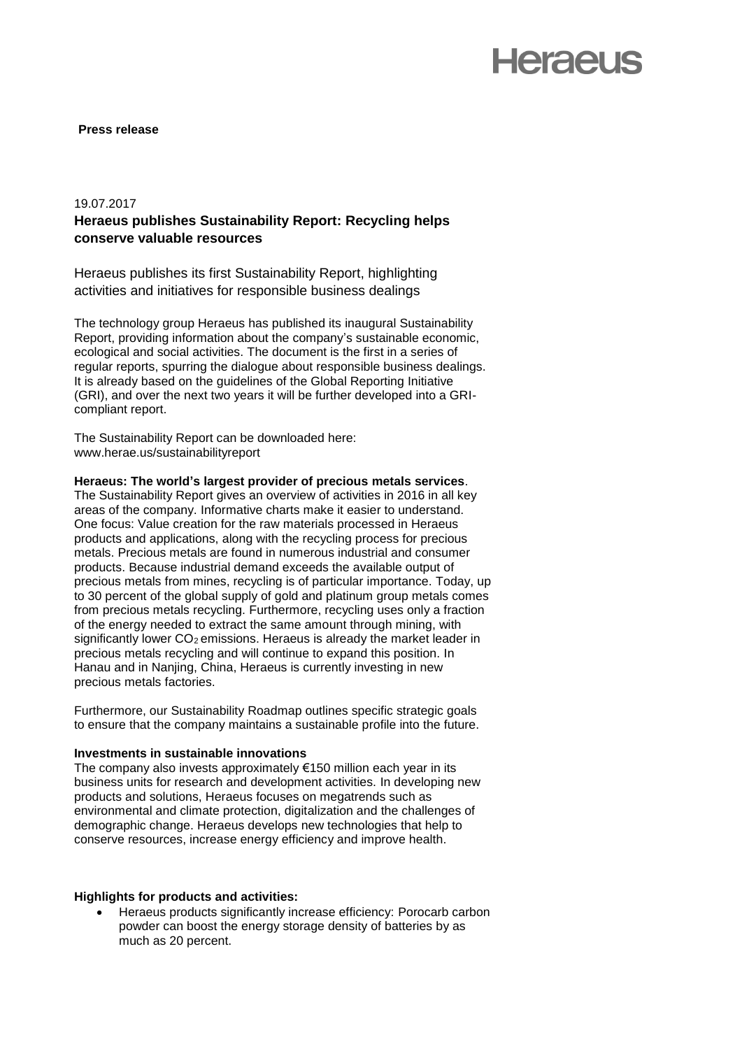**Press release**

19.07.2017

## Heraeus publishes Sustainability Report: Recycling helps conserve valuable resources

Heraeus publishes its first Sustainability Report, highlighting activities and initiatives for responsible business dealings

The technology group Heraeus has published its inaugural Sustainability Report, providing information about the company's sustainable economic, ecological and social activities. The document is the first in a series of regular reports, spurring the dialogue about responsible business dealings. It is already based on the guidelines of the Global Reporting Initiative (GRI), and over the next two years it will be further developed into a GRI-compliant report.

The Sustainability Report can be downloaded here: www.herae.us/sustainabilityreport

**Heraeus: The world's largest provider of precious metals services**.

The Sustainability Report gives an overview of activities in 2016 in all key areas of the company. Informative charts make it easier to understand. One focus: Value creation for the raw materials processed in Heraeus products and applications, along with the recycling process for precious metals. Precious metals are found in numerous industrial and consumer products. Because industrial demand exceeds the available output of precious metals from mines, recycling is of particular importance. Today, up to 30 percent of the global supply of gold and platinum group metals comes from precious metals recycling. Furthermore, recycling uses only a fraction of the energy needed to extract the same amount through mining, with significantly lower $CO_2$ emissions. Heraeus is already the market leader in precious metals recycling and will continue to expand this position. In Hanau and in Nanjing, China, Heraeus is currently investing in new precious metals factories.

Furthermore, our Sustainability Roadmap outlines specific strategic goals to ensure that the company maintains a sustainable profile into the future.

**Investments in sustainable innovations**

The company also invests approximately €150 million each year in its business units for research and development activities. In developing new products and solutions, Heraeus focuses on megatrends such as environmental and climate protection, digitalization and the challenges of demographic change. Heraeus develops new technologies that help to conserve resources, increase energy efficiency and improve health.

**Highlights for products and activities:**

- Heraeus products significantly increase efficiency: Porocarb carbon powder can boost the energy storage density of batteries by as much as 20 percent.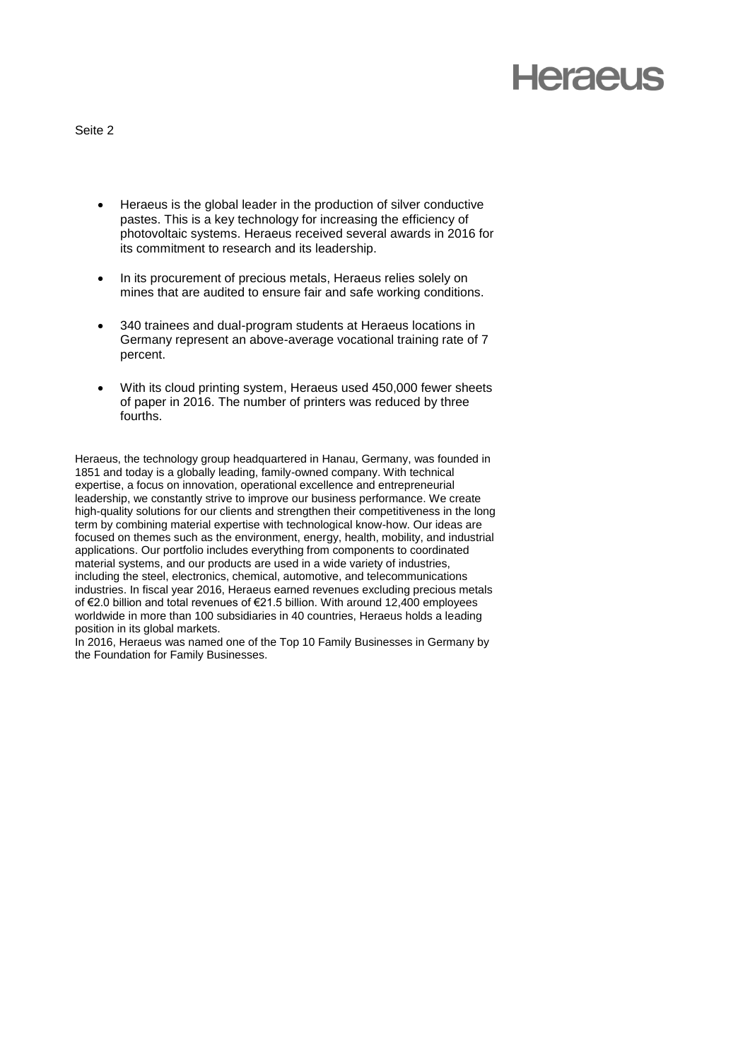- Heraeus is the global leader in the production of silver conductive pastes. This is a key technology for increasing the efficiency of photovoltaic systems. Heraeus received several awards in 2016 for its commitment to research and its leadership.
- In its procurement of precious metals, Heraeus relies solely on mines that are audited to ensure fair and safe working conditions.
- 340 trainees and dual-program students at Heraeus locations in Germany represent an above-average vocational training rate of 7 percent.
- With its cloud printing system, Heraeus used 450,000 fewer sheets of paper in 2016. The number of printers was reduced by three fourths.

Heraeus, the technology group headquartered in Hanau, Germany, was founded in 1851 and today is a globally leading, family-owned company. With technical expertise, a focus on innovation, operational excellence and entrepreneurial leadership, we constantly strive to improve our business performance. We create high-quality solutions for our clients and strengthen their competitiveness in the long term by combining material expertise with technological know-how. Our ideas are focused on themes such as the environment, energy, health, mobility, and industrial applications. Our portfolio includes everything from components to coordinated material systems, and our products are used in a wide variety of industries, including the steel, electronics, chemical, automotive, and telecommunications industries. In fiscal year 2016, Heraeus earned revenues excluding precious metals of €2.0 billion and total revenues of €21.5 billion. With around 12,400 employees worldwide in more than 100 subsidiaries in 40 countries, Heraeus holds a leading position in its global markets.
In 2016, Heraeus was named one of the Top 10 Family Businesses in Germany by the Foundation for Family Businesses.